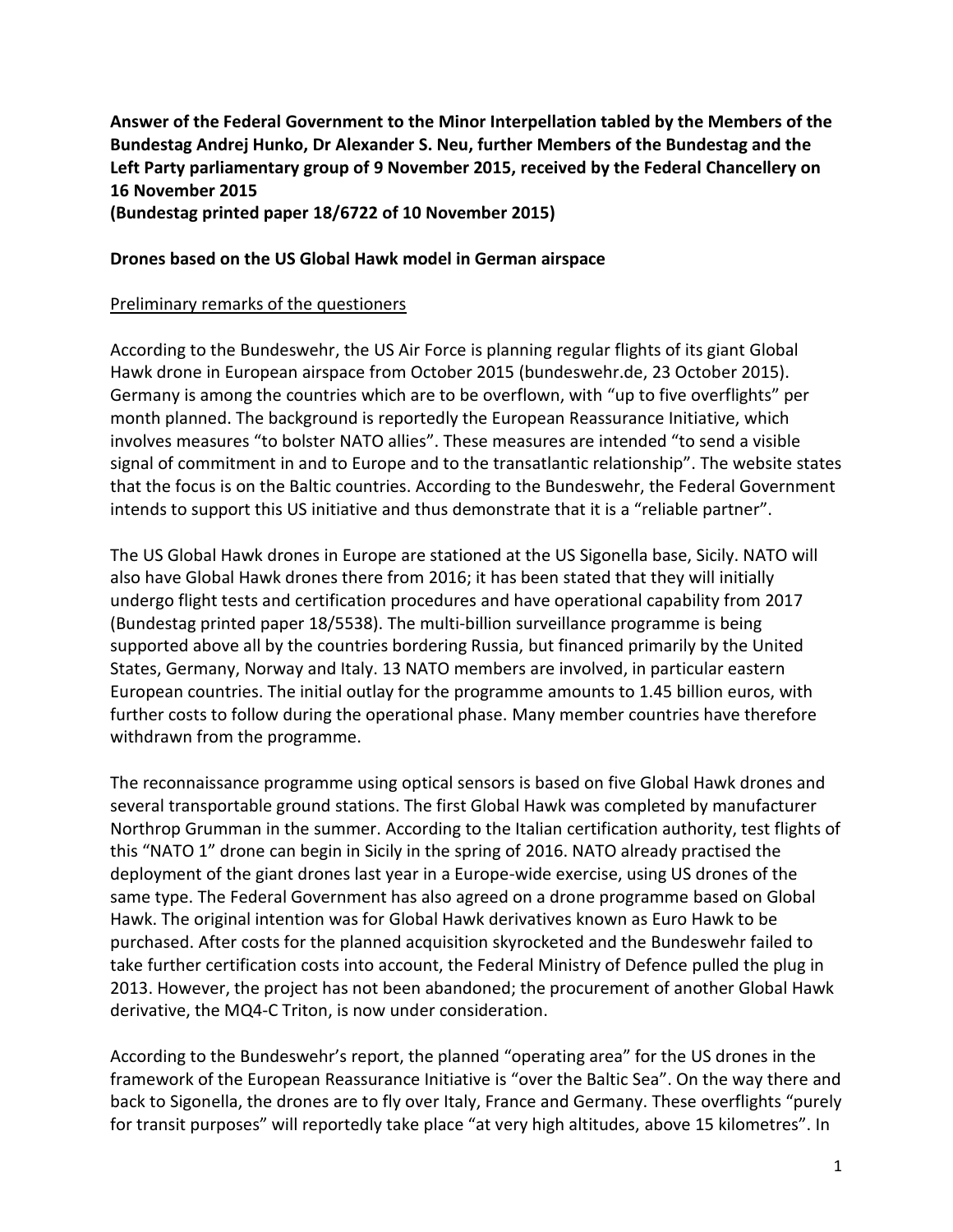**Answer of the Federal Government to the Minor Interpellation tabled by the Members of the Bundestag Andrej Hunko, Dr Alexander S. Neu, further Members of the Bundestag and the Left Party parliamentary group of 9 November 2015, received by the Federal Chancellery on 16 November 2015**
**(Bundestag printed paper 18/6722 of 10 November 2015)**

**Drones based on the US Global Hawk model in German airspace**

Preliminary remarks of the questioners

According to the Bundeswehr, the US Air Force is planning regular flights of its giant Global Hawk drone in European airspace from October 2015 (bundeswehr.de, 23 October 2015). Germany is among the countries which are to be overflown, with "up to five overflights" per month planned. The background is reportedly the European Reassurance Initiative, which involves measures "to bolster NATO allies". These measures are intended "to send a visible signal of commitment in and to Europe and to the transatlantic relationship". The website states that the focus is on the Baltic countries. According to the Bundeswehr, the Federal Government intends to support this US initiative and thus demonstrate that it is a "reliable partner".

The US Global Hawk drones in Europe are stationed at the US Sigonella base, Sicily. NATO will also have Global Hawk drones there from 2016; it has been stated that they will initially undergo flight tests and certification procedures and have operational capability from 2017 (Bundestag printed paper 18/5538). The multi-billion surveillance programme is being supported above all by the countries bordering Russia, but financed primarily by the United States, Germany, Norway and Italy. 13 NATO members are involved, in particular eastern European countries. The initial outlay for the programme amounts to 1.45 billion euros, with further costs to follow during the operational phase. Many member countries have therefore withdrawn from the programme.

The reconnaissance programme using optical sensors is based on five Global Hawk drones and several transportable ground stations. The first Global Hawk was completed by manufacturer Northrop Grumman in the summer. According to the Italian certification authority, test flights of this "NATO 1" drone can begin in Sicily in the spring of 2016. NATO already practised the deployment of the giant drones last year in a Europe-wide exercise, using US drones of the same type. The Federal Government has also agreed on a drone programme based on Global Hawk. The original intention was for Global Hawk derivatives known as Euro Hawk to be purchased. After costs for the planned acquisition skyrocketed and the Bundeswehr failed to take further certification costs into account, the Federal Ministry of Defence pulled the plug in 2013. However, the project has not been abandoned; the procurement of another Global Hawk derivative, the MQ4-C Triton, is now under consideration.

According to the Bundeswehr's report, the planned "operating area" for the US drones in the framework of the European Reassurance Initiative is "over the Baltic Sea". On the way there and back to Sigonella, the drones are to fly over Italy, France and Germany. These overflights "purely for transit purposes" will reportedly take place "at very high altitudes, above 15 kilometres". In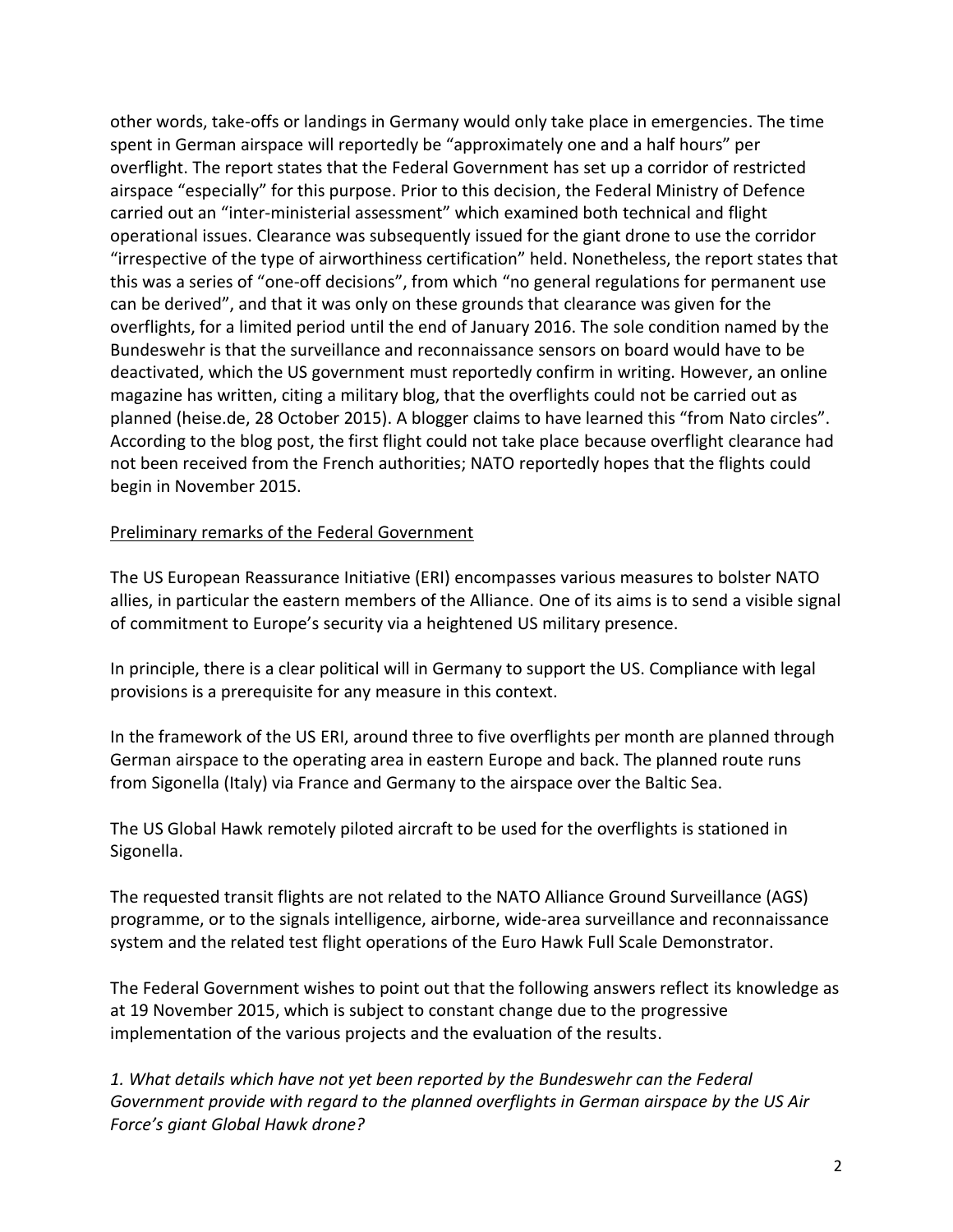other words, take-offs or landings in Germany would only take place in emergencies. The time spent in German airspace will reportedly be "approximately one and a half hours" per overflight. The report states that the Federal Government has set up a corridor of restricted airspace "especially" for this purpose. Prior to this decision, the Federal Ministry of Defence carried out an "inter-ministerial assessment" which examined both technical and flight operational issues. Clearance was subsequently issued for the giant drone to use the corridor "irrespective of the type of airworthiness certification" held. Nonetheless, the report states that this was a series of "one-off decisions", from which "no general regulations for permanent use can be derived", and that it was only on these grounds that clearance was given for the overflights, for a limited period until the end of January 2016. The sole condition named by the Bundeswehr is that the surveillance and reconnaissance sensors on board would have to be deactivated, which the US government must reportedly confirm in writing. However, an online magazine has written, citing a military blog, that the overflights could not be carried out as planned (heise.de, 28 October 2015). A blogger claims to have learned this "from Nato circles". According to the blog post, the first flight could not take place because overflight clearance had not been received from the French authorities; NATO reportedly hopes that the flights could begin in November 2015.

## Preliminary remarks of the Federal Government

The US European Reassurance Initiative (ERI) encompasses various measures to bolster NATO allies, in particular the eastern members of the Alliance. One of its aims is to send a visible signal of commitment to Europe's security via a heightened US military presence.

In principle, there is a clear political will in Germany to support the US. Compliance with legal provisions is a prerequisite for any measure in this context.

In the framework of the US ERI, around three to five overflights per month are planned through German airspace to the operating area in eastern Europe and back. The planned route runs from Sigonella (Italy) via France and Germany to the airspace over the Baltic Sea.

The US Global Hawk remotely piloted aircraft to be used for the overflights is stationed in Sigonella.

The requested transit flights are not related to the NATO Alliance Ground Surveillance (AGS) programme, or to the signals intelligence, airborne, wide-area surveillance and reconnaissance system and the related test flight operations of the Euro Hawk Full Scale Demonstrator.

The Federal Government wishes to point out that the following answers reflect its knowledge as at 19 November 2015, which is subject to constant change due to the progressive implementation of the various projects and the evaluation of the results.

*1. What details which have not yet been reported by the Bundeswehr can the Federal Government provide with regard to the planned overflights in German airspace by the US Air Force's giant Global Hawk drone?*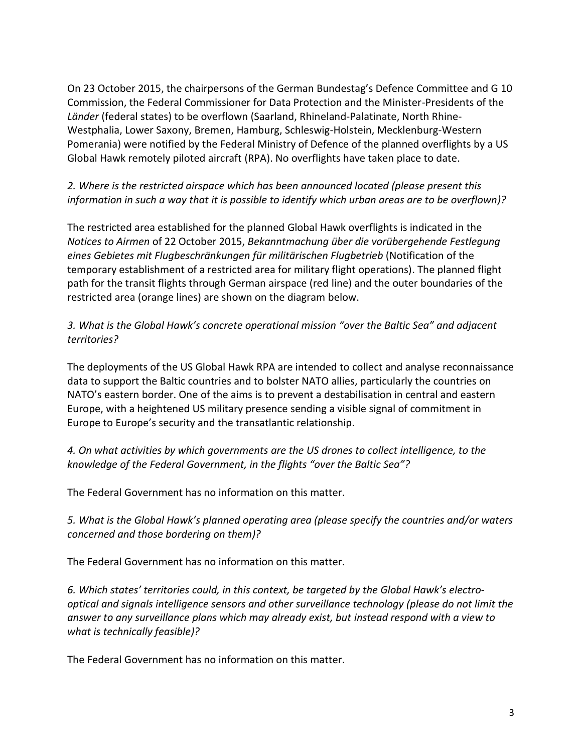On 23 October 2015, the chairpersons of the German Bundestag's Defence Committee and G 10 Commission, the Federal Commissioner for Data Protection and the Minister-Presidents of the *Länder* (federal states) to be overflown (Saarland, Rhineland-Palatinate, North Rhine-Westphalia, Lower Saxony, Bremen, Hamburg, Schleswig-Holstein, Mecklenburg-Western Pomerania) were notified by the Federal Ministry of Defence of the planned overflights by a US Global Hawk remotely piloted aircraft (RPA). No overflights have taken place to date.

*2. Where is the restricted airspace which has been announced located (please present this information in such a way that it is possible to identify which urban areas are to be overflown)?*

The restricted area established for the planned Global Hawk overflights is indicated in the *Notices to Airmen* of 22 October 2015, *Bekanntmachung über die vorübergehende Festlegung eines Gebietes mit Flugbeschränkungen für militärischen Flugbetrieb* (Notification of the temporary establishment of a restricted area for military flight operations). The planned flight path for the transit flights through German airspace (red line) and the outer boundaries of the restricted area (orange lines) are shown on the diagram below.

*3. What is the Global Hawk's concrete operational mission "over the Baltic Sea" and adjacent territories?*

The deployments of the US Global Hawk RPA are intended to collect and analyse reconnaissance data to support the Baltic countries and to bolster NATO allies, particularly the countries on NATO's eastern border. One of the aims is to prevent a destabilisation in central and eastern Europe, with a heightened US military presence sending a visible signal of commitment in Europe to Europe's security and the transatlantic relationship.

*4. On what activities by which governments are the US drones to collect intelligence, to the knowledge of the Federal Government, in the flights "over the Baltic Sea"?*

The Federal Government has no information on this matter.

*5. What is the Global Hawk's planned operating area (please specify the countries and/or waters concerned and those bordering on them)?*

The Federal Government has no information on this matter.

*6. Which states' territories could, in this context, be targeted by the Global Hawk's electro-optical and signals intelligence sensors and other surveillance technology (please do not limit the answer to any surveillance plans which may already exist, but instead respond with a view to what is technically feasible)?*

The Federal Government has no information on this matter.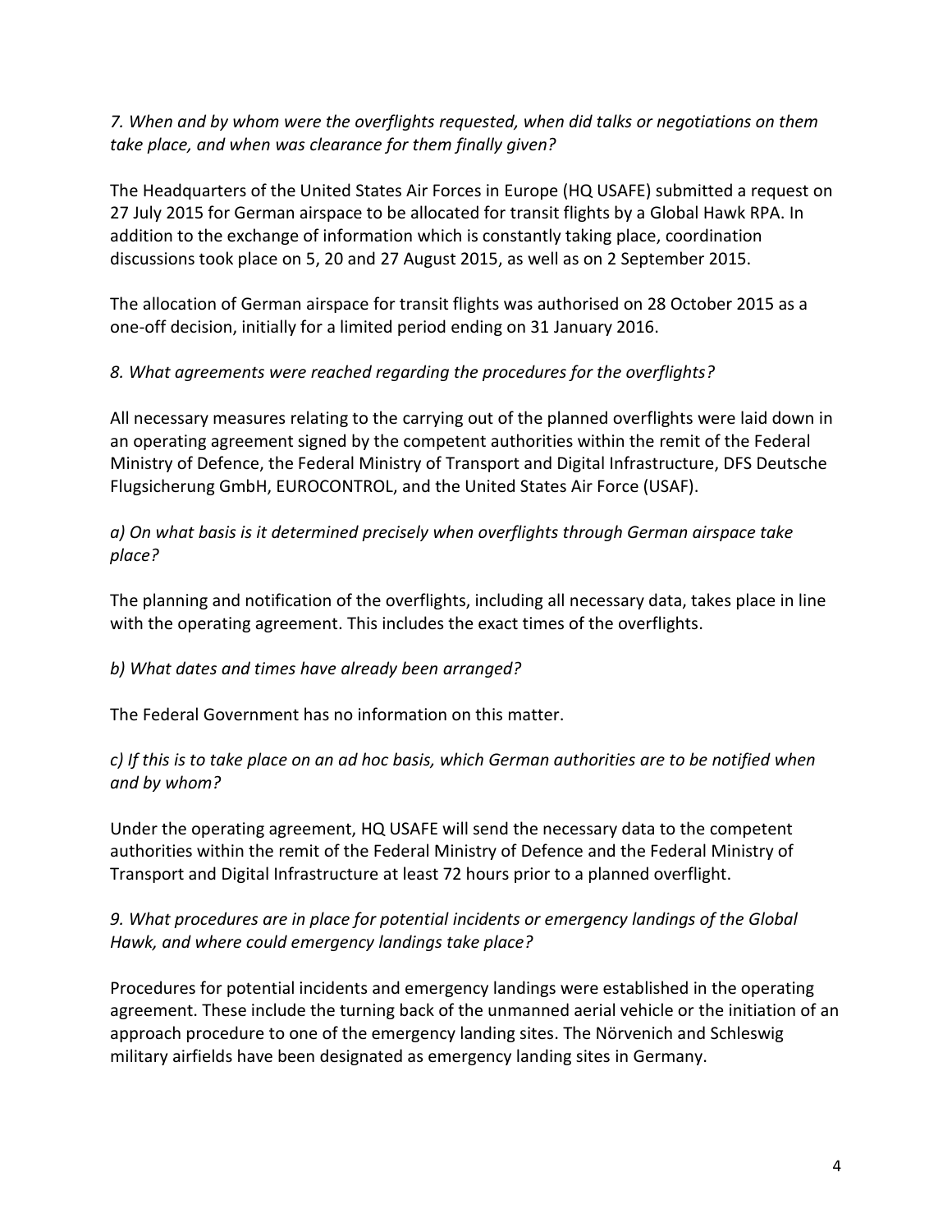*7. When and by whom were the overflights requested, when did talks or negotiations on them take place, and when was clearance for them finally given?*

The Headquarters of the United States Air Forces in Europe (HQ USAFE) submitted a request on 27 July 2015 for German airspace to be allocated for transit flights by a Global Hawk RPA. In addition to the exchange of information which is constantly taking place, coordination discussions took place on 5, 20 and 27 August 2015, as well as on 2 September 2015.

The allocation of German airspace for transit flights was authorised on 28 October 2015 as a one-off decision, initially for a limited period ending on 31 January 2016.

*8. What agreements were reached regarding the procedures for the overflights?*

All necessary measures relating to the carrying out of the planned overflights were laid down in an operating agreement signed by the competent authorities within the remit of the Federal Ministry of Defence, the Federal Ministry of Transport and Digital Infrastructure, DFS Deutsche Flugsicherung GmbH, EUROCONTROL, and the United States Air Force (USAF).

*a) On what basis is it determined precisely when overflights through German airspace take place?*

The planning and notification of the overflights, including all necessary data, takes place in line with the operating agreement. This includes the exact times of the overflights.

*b) What dates and times have already been arranged?*

The Federal Government has no information on this matter.

*c) If this is to take place on an ad hoc basis, which German authorities are to be notified when and by whom?*

Under the operating agreement, HQ USAFE will send the necessary data to the competent authorities within the remit of the Federal Ministry of Defence and the Federal Ministry of Transport and Digital Infrastructure at least 72 hours prior to a planned overflight.

*9. What procedures are in place for potential incidents or emergency landings of the Global Hawk, and where could emergency landings take place?*

Procedures for potential incidents and emergency landings were established in the operating agreement. These include the turning back of the unmanned aerial vehicle or the initiation of an approach procedure to one of the emergency landing sites. The Nörvenich and Schleswig military airfields have been designated as emergency landing sites in Germany.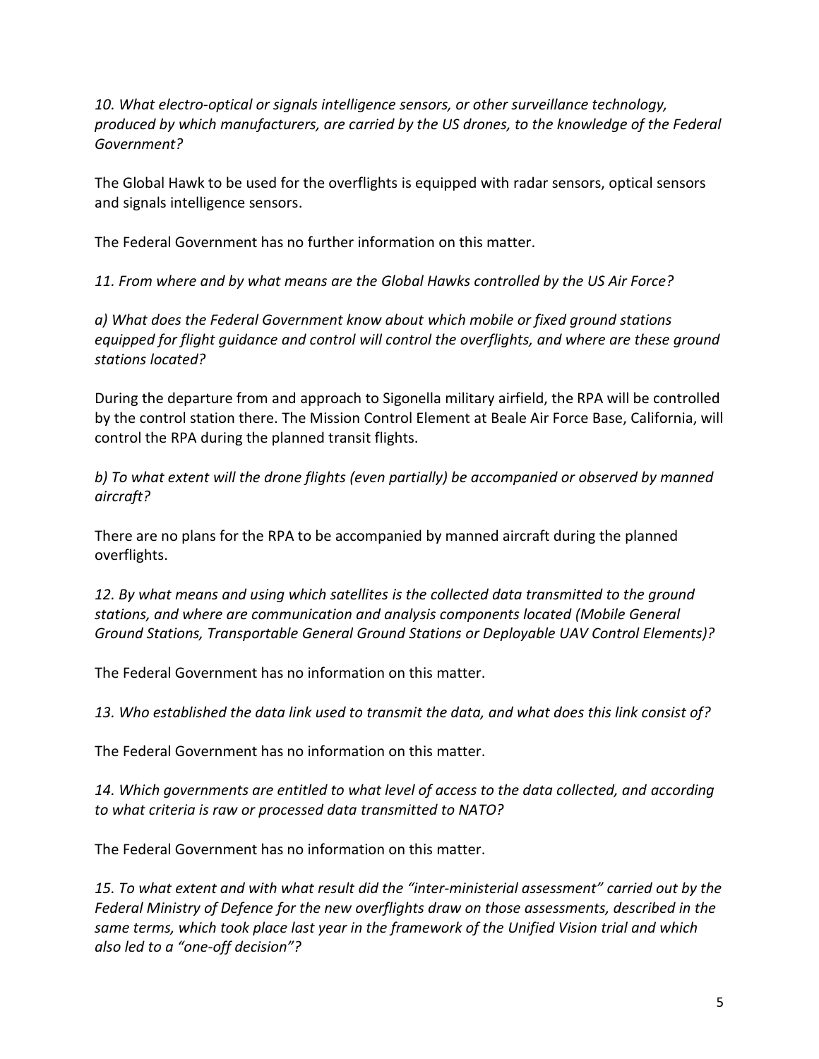*10. What electro-optical or signals intelligence sensors, or other surveillance technology, produced by which manufacturers, are carried by the US drones, to the knowledge of the Federal Government?*

The Global Hawk to be used for the overflights is equipped with radar sensors, optical sensors and signals intelligence sensors.

The Federal Government has no further information on this matter.

*11. From where and by what means are the Global Hawks controlled by the US Air Force?*

*a) What does the Federal Government know about which mobile or fixed ground stations equipped for flight guidance and control will control the overflights, and where are these ground stations located?*

During the departure from and approach to Sigonella military airfield, the RPA will be controlled by the control station there. The Mission Control Element at Beale Air Force Base, California, will control the RPA during the planned transit flights.

*b) To what extent will the drone flights (even partially) be accompanied or observed by manned aircraft?*

There are no plans for the RPA to be accompanied by manned aircraft during the planned overflights.

*12. By what means and using which satellites is the collected data transmitted to the ground stations, and where are communication and analysis components located (Mobile General Ground Stations, Transportable General Ground Stations or Deployable UAV Control Elements)?*

The Federal Government has no information on this matter.

*13. Who established the data link used to transmit the data, and what does this link consist of?*

The Federal Government has no information on this matter.

*14. Which governments are entitled to what level of access to the data collected, and according to what criteria is raw or processed data transmitted to NATO?*

The Federal Government has no information on this matter.

*15. To what extent and with what result did the "inter-ministerial assessment" carried out by the Federal Ministry of Defence for the new overflights draw on those assessments, described in the same terms, which took place last year in the framework of the Unified Vision trial and which also led to a "one-off decision"?*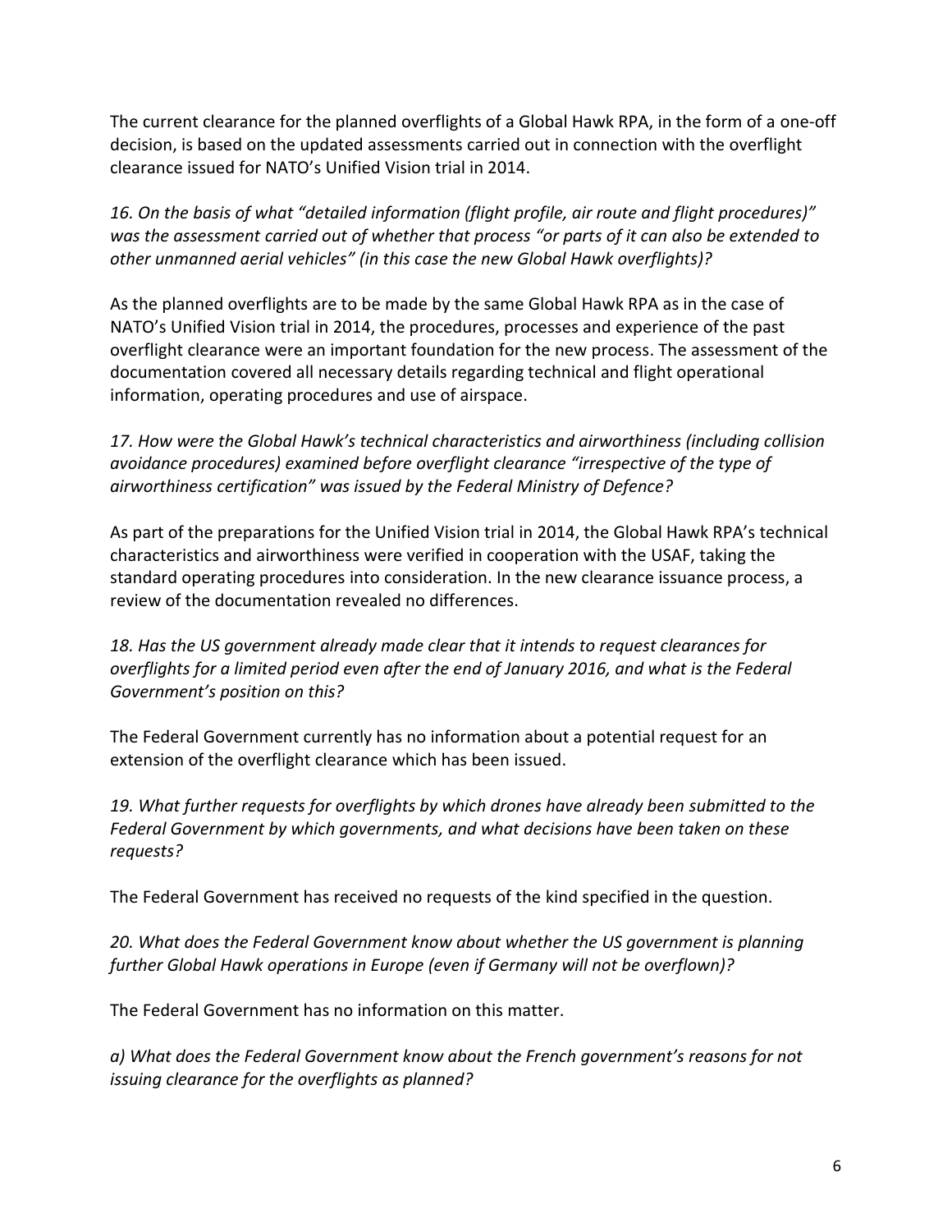The current clearance for the planned overflights of a Global Hawk RPA, in the form of a one-off decision, is based on the updated assessments carried out in connection with the overflight clearance issued for NATO's Unified Vision trial in 2014.

*16. On the basis of what "detailed information (flight profile, air route and flight procedures)" was the assessment carried out of whether that process "or parts of it can also be extended to other unmanned aerial vehicles" (in this case the new Global Hawk overflights)?*

As the planned overflights are to be made by the same Global Hawk RPA as in the case of NATO's Unified Vision trial in 2014, the procedures, processes and experience of the past overflight clearance were an important foundation for the new process. The assessment of the documentation covered all necessary details regarding technical and flight operational information, operating procedures and use of airspace.

*17. How were the Global Hawk's technical characteristics and airworthiness (including collision avoidance procedures) examined before overflight clearance "irrespective of the type of airworthiness certification" was issued by the Federal Ministry of Defence?*

As part of the preparations for the Unified Vision trial in 2014, the Global Hawk RPA's technical characteristics and airworthiness were verified in cooperation with the USAF, taking the standard operating procedures into consideration. In the new clearance issuance process, a review of the documentation revealed no differences.

*18. Has the US government already made clear that it intends to request clearances for overflights for a limited period even after the end of January 2016, and what is the Federal Government's position on this?*

The Federal Government currently has no information about a potential request for an extension of the overflight clearance which has been issued.

*19. What further requests for overflights by which drones have already been submitted to the Federal Government by which governments, and what decisions have been taken on these requests?*

The Federal Government has received no requests of the kind specified in the question.

*20. What does the Federal Government know about whether the US government is planning further Global Hawk operations in Europe (even if Germany will not be overflown)?*

The Federal Government has no information on this matter.

*a) What does the Federal Government know about the French government's reasons for not issuing clearance for the overflights as planned?*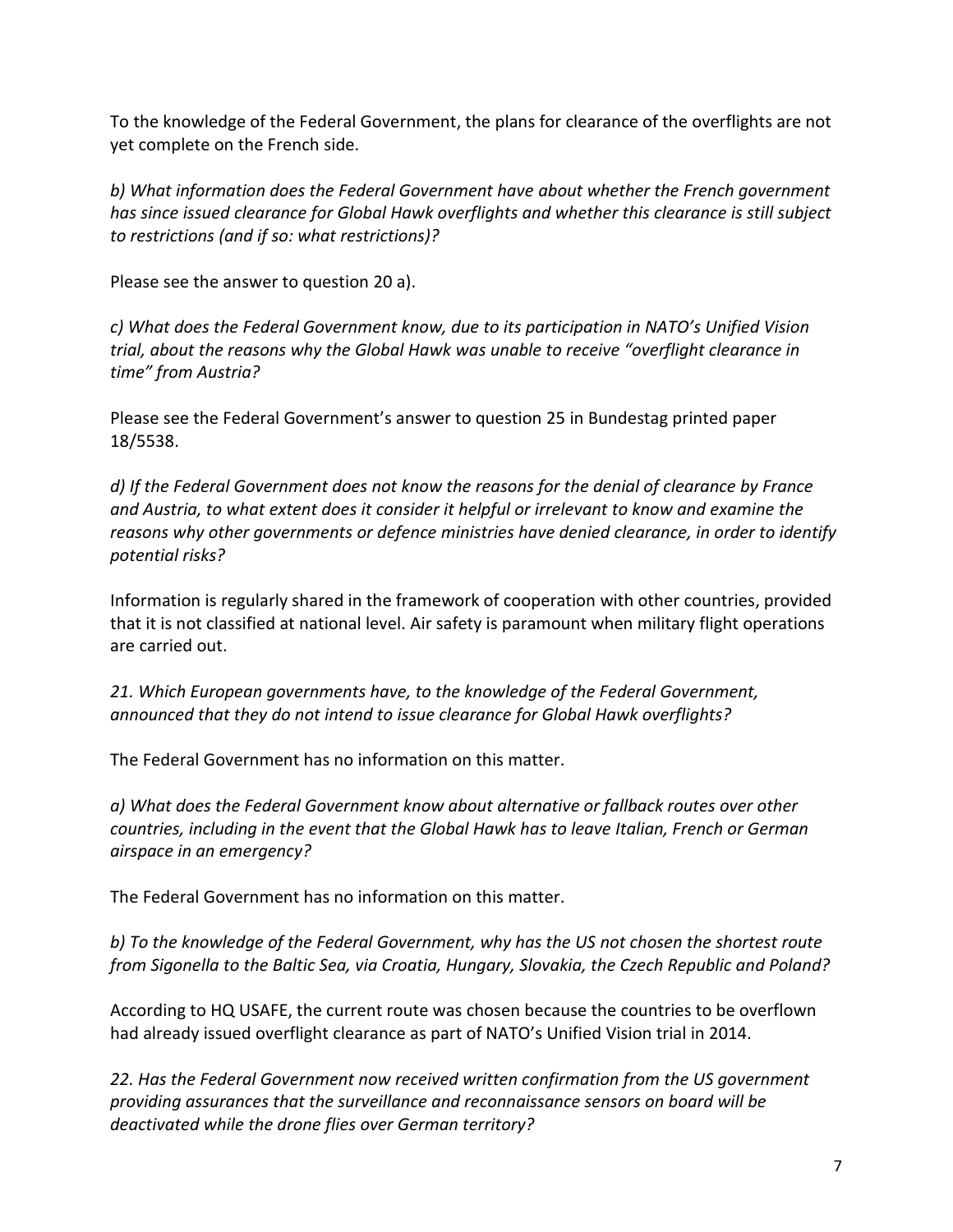To the knowledge of the Federal Government, the plans for clearance of the overflights are not yet complete on the French side.

*b) What information does the Federal Government have about whether the French government has since issued clearance for Global Hawk overflights and whether this clearance is still subject to restrictions (and if so: what restrictions)?*

Please see the answer to question 20 a).

*c) What does the Federal Government know, due to its participation in NATO's Unified Vision trial, about the reasons why the Global Hawk was unable to receive "overflight clearance in time" from Austria?*

Please see the Federal Government's answer to question 25 in Bundestag printed paper 18/5538.

*d) If the Federal Government does not know the reasons for the denial of clearance by France and Austria, to what extent does it consider it helpful or irrelevant to know and examine the reasons why other governments or defence ministries have denied clearance, in order to identify potential risks?*

Information is regularly shared in the framework of cooperation with other countries, provided that it is not classified at national level. Air safety is paramount when military flight operations are carried out.

*21. Which European governments have, to the knowledge of the Federal Government, announced that they do not intend to issue clearance for Global Hawk overflights?*

The Federal Government has no information on this matter.

*a) What does the Federal Government know about alternative or fallback routes over other countries, including in the event that the Global Hawk has to leave Italian, French or German airspace in an emergency?*

The Federal Government has no information on this matter.

*b) To the knowledge of the Federal Government, why has the US not chosen the shortest route from Sigonella to the Baltic Sea, via Croatia, Hungary, Slovakia, the Czech Republic and Poland?*

According to HQ USAFE, the current route was chosen because the countries to be overflown had already issued overflight clearance as part of NATO's Unified Vision trial in 2014.

*22. Has the Federal Government now received written confirmation from the US government providing assurances that the surveillance and reconnaissance sensors on board will be deactivated while the drone flies over German territory?*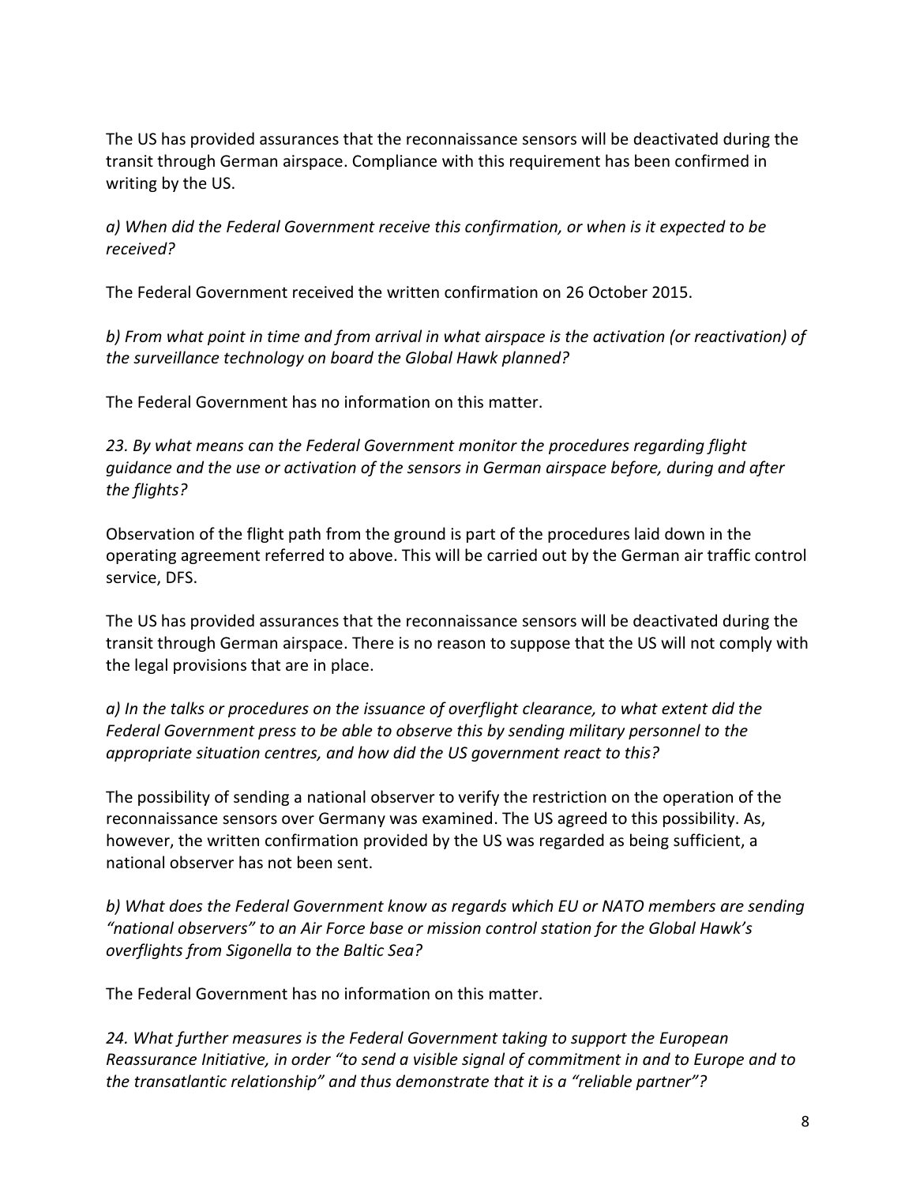The US has provided assurances that the reconnaissance sensors will be deactivated during the transit through German airspace. Compliance with this requirement has been confirmed in writing by the US.

*a) When did the Federal Government receive this confirmation, or when is it expected to be received?*

The Federal Government received the written confirmation on 26 October 2015.

*b) From what point in time and from arrival in what airspace is the activation (or reactivation) of the surveillance technology on board the Global Hawk planned?*

The Federal Government has no information on this matter.

*23. By what means can the Federal Government monitor the procedures regarding flight guidance and the use or activation of the sensors in German airspace before, during and after the flights?*

Observation of the flight path from the ground is part of the procedures laid down in the operating agreement referred to above. This will be carried out by the German air traffic control service, DFS.

The US has provided assurances that the reconnaissance sensors will be deactivated during the transit through German airspace. There is no reason to suppose that the US will not comply with the legal provisions that are in place.

*a) In the talks or procedures on the issuance of overflight clearance, to what extent did the Federal Government press to be able to observe this by sending military personnel to the appropriate situation centres, and how did the US government react to this?*

The possibility of sending a national observer to verify the restriction on the operation of the reconnaissance sensors over Germany was examined. The US agreed to this possibility. As, however, the written confirmation provided by the US was regarded as being sufficient, a national observer has not been sent.

*b) What does the Federal Government know as regards which EU or NATO members are sending "national observers" to an Air Force base or mission control station for the Global Hawk's overflights from Sigonella to the Baltic Sea?*

The Federal Government has no information on this matter.

*24. What further measures is the Federal Government taking to support the European Reassurance Initiative, in order "to send a visible signal of commitment in and to Europe and to the transatlantic relationship" and thus demonstrate that it is a "reliable partner"?*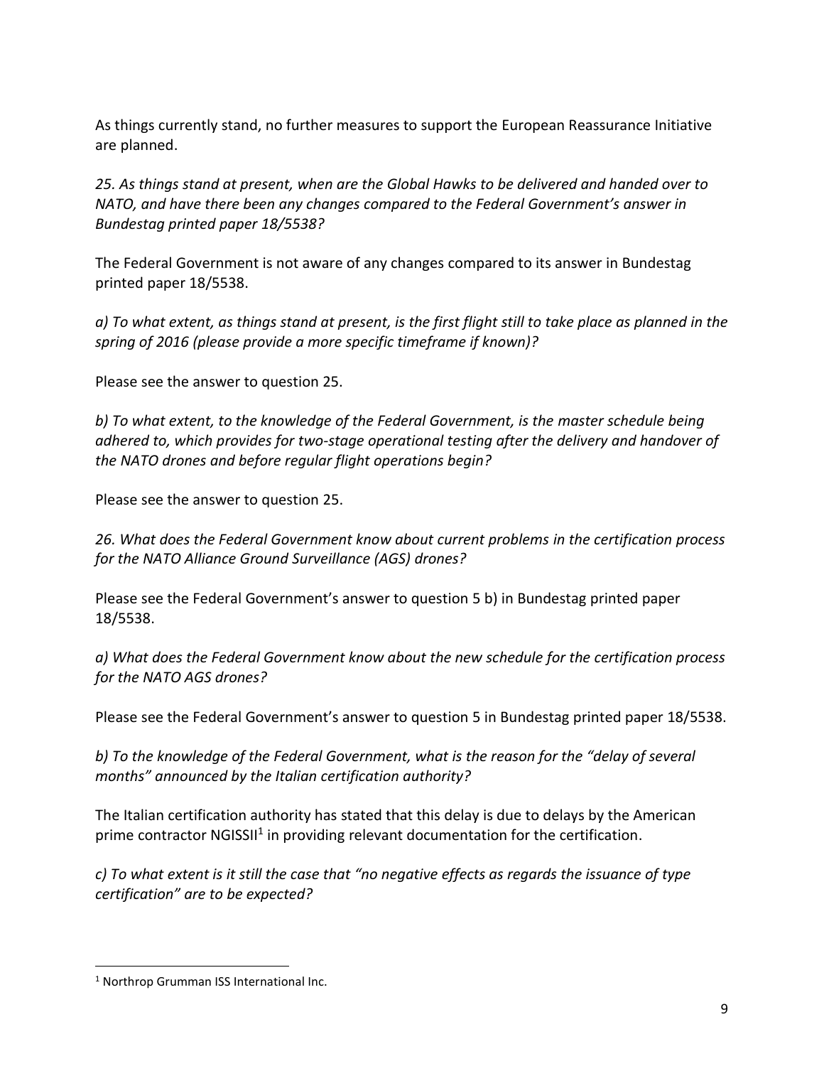As things currently stand, no further measures to support the European Reassurance Initiative are planned.

*25. As things stand at present, when are the Global Hawks to be delivered and handed over to NATO, and have there been any changes compared to the Federal Government's answer in Bundestag printed paper 18/5538?*

The Federal Government is not aware of any changes compared to its answer in Bundestag printed paper 18/5538.

*a) To what extent, as things stand at present, is the first flight still to take place as planned in the spring of 2016 (please provide a more specific timeframe if known)?*

Please see the answer to question 25.

*b) To what extent, to the knowledge of the Federal Government, is the master schedule being adhered to, which provides for two-stage operational testing after the delivery and handover of the NATO drones and before regular flight operations begin?*

Please see the answer to question 25.

*26. What does the Federal Government know about current problems in the certification process for the NATO Alliance Ground Surveillance (AGS) drones?*

Please see the Federal Government's answer to question 5 b) in Bundestag printed paper 18/5538.

*a) What does the Federal Government know about the new schedule for the certification process for the NATO AGS drones?*

Please see the Federal Government's answer to question 5 in Bundestag printed paper 18/5538.

*b) To the knowledge of the Federal Government, what is the reason for the "delay of several months" announced by the Italian certification authority?*

The Italian certification authority has stated that this delay is due to delays by the American prime contractor NGISSII[1] in providing relevant documentation for the certification.

*c) To what extent is it still the case that "no negative effects as regards the issuance of type certification" are to be expected?*

[1] Northrop Grumman ISS International Inc.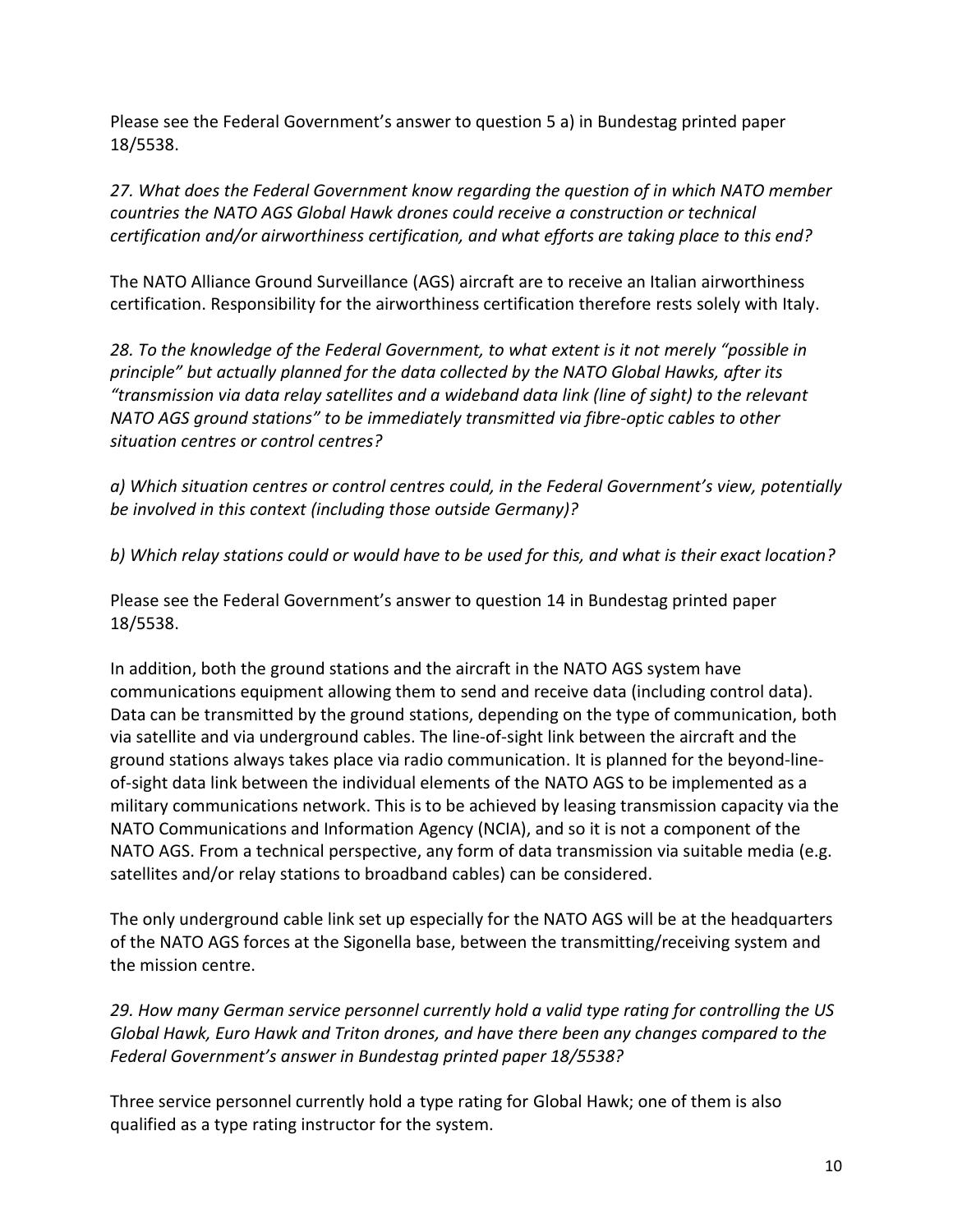Please see the Federal Government's answer to question 5 a) in Bundestag printed paper 18/5538.

*27. What does the Federal Government know regarding the question of in which NATO member countries the NATO AGS Global Hawk drones could receive a construction or technical certification and/or airworthiness certification, and what efforts are taking place to this end?*

The NATO Alliance Ground Surveillance (AGS) aircraft are to receive an Italian airworthiness certification. Responsibility for the airworthiness certification therefore rests solely with Italy.

*28. To the knowledge of the Federal Government, to what extent is it not merely "possible in principle" but actually planned for the data collected by the NATO Global Hawks, after its "transmission via data relay satellites and a wideband data link (line of sight) to the relevant NATO AGS ground stations" to be immediately transmitted via fibre-optic cables to other situation centres or control centres?*

*a) Which situation centres or control centres could, in the Federal Government's view, potentially be involved in this context (including those outside Germany)?*

*b) Which relay stations could or would have to be used for this, and what is their exact location?*

Please see the Federal Government's answer to question 14 in Bundestag printed paper 18/5538.

In addition, both the ground stations and the aircraft in the NATO AGS system have communications equipment allowing them to send and receive data (including control data). Data can be transmitted by the ground stations, depending on the type of communication, both via satellite and via underground cables. The line-of-sight link between the aircraft and the ground stations always takes place via radio communication. It is planned for the beyond-line-of-sight data link between the individual elements of the NATO AGS to be implemented as a military communications network. This is to be achieved by leasing transmission capacity via the NATO Communications and Information Agency (NCIA), and so it is not a component of the NATO AGS. From a technical perspective, any form of data transmission via suitable media (e.g. satellites and/or relay stations to broadband cables) can be considered.

The only underground cable link set up especially for the NATO AGS will be at the headquarters of the NATO AGS forces at the Sigonella base, between the transmitting/receiving system and the mission centre.

*29. How many German service personnel currently hold a valid type rating for controlling the US Global Hawk, Euro Hawk and Triton drones, and have there been any changes compared to the Federal Government's answer in Bundestag printed paper 18/5538?*

Three service personnel currently hold a type rating for Global Hawk; one of them is also qualified as a type rating instructor for the system.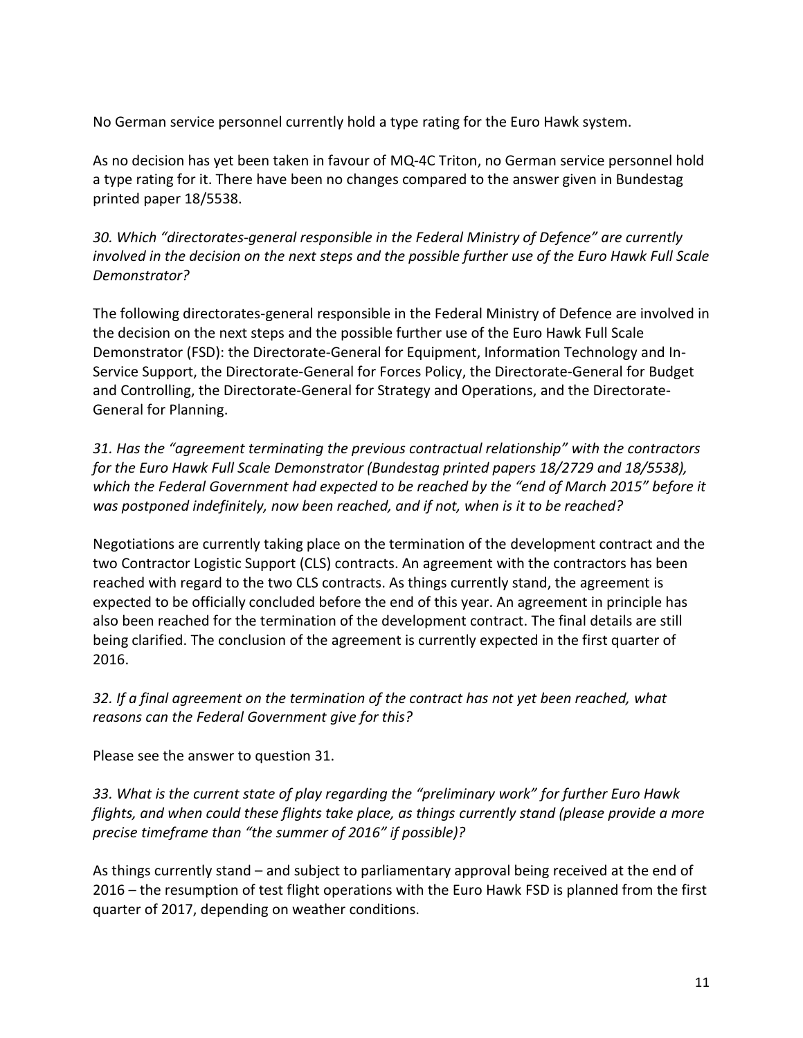No German service personnel currently hold a type rating for the Euro Hawk system.

As no decision has yet been taken in favour of MQ-4C Triton, no German service personnel hold a type rating for it. There have been no changes compared to the answer given in Bundestag printed paper 18/5538.

*30. Which "directorates-general responsible in the Federal Ministry of Defence" are currently involved in the decision on the next steps and the possible further use of the Euro Hawk Full Scale Demonstrator?*

The following directorates-general responsible in the Federal Ministry of Defence are involved in the decision on the next steps and the possible further use of the Euro Hawk Full Scale Demonstrator (FSD): the Directorate-General for Equipment, Information Technology and In-Service Support, the Directorate-General for Forces Policy, the Directorate-General for Budget and Controlling, the Directorate-General for Strategy and Operations, and the Directorate-General for Planning.

*31. Has the "agreement terminating the previous contractual relationship" with the contractors for the Euro Hawk Full Scale Demonstrator (Bundestag printed papers 18/2729 and 18/5538), which the Federal Government had expected to be reached by the "end of March 2015" before it was postponed indefinitely, now been reached, and if not, when is it to be reached?*

Negotiations are currently taking place on the termination of the development contract and the two Contractor Logistic Support (CLS) contracts. An agreement with the contractors has been reached with regard to the two CLS contracts. As things currently stand, the agreement is expected to be officially concluded before the end of this year. An agreement in principle has also been reached for the termination of the development contract. The final details are still being clarified. The conclusion of the agreement is currently expected in the first quarter of 2016.

*32. If a final agreement on the termination of the contract has not yet been reached, what reasons can the Federal Government give for this?*

Please see the answer to question 31.

*33. What is the current state of play regarding the "preliminary work" for further Euro Hawk flights, and when could these flights take place, as things currently stand (please provide a more precise timeframe than "the summer of 2016" if possible)?*

As things currently stand – and subject to parliamentary approval being received at the end of 2016 – the resumption of test flight operations with the Euro Hawk FSD is planned from the first quarter of 2017, depending on weather conditions.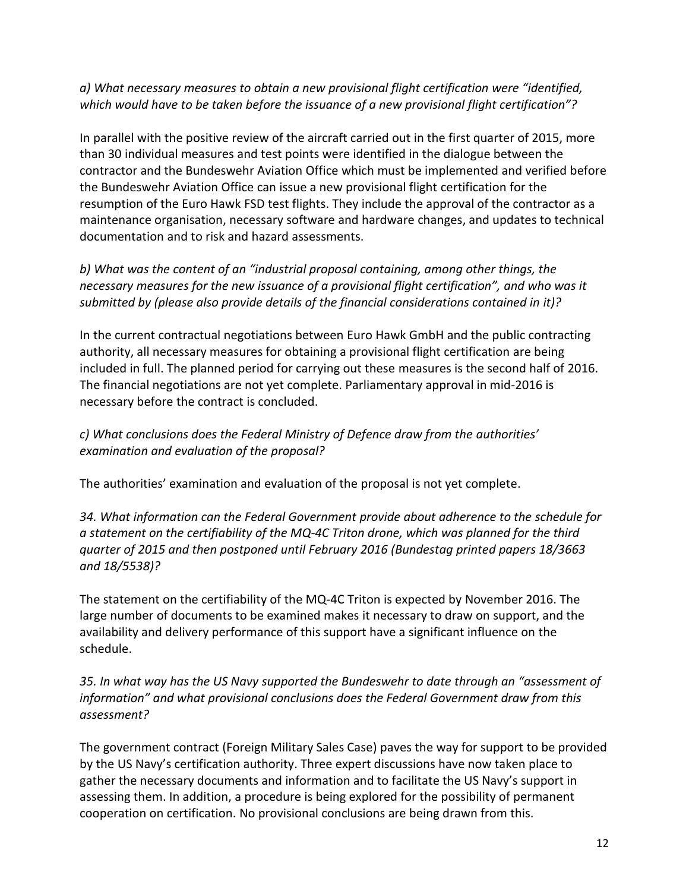*a) What necessary measures to obtain a new provisional flight certification were "identified, which would have to be taken before the issuance of a new provisional flight certification"?*

In parallel with the positive review of the aircraft carried out in the first quarter of 2015, more than 30 individual measures and test points were identified in the dialogue between the contractor and the Bundeswehr Aviation Office which must be implemented and verified before the Bundeswehr Aviation Office can issue a new provisional flight certification for the resumption of the Euro Hawk FSD test flights. They include the approval of the contractor as a maintenance organisation, necessary software and hardware changes, and updates to technical documentation and to risk and hazard assessments.

*b) What was the content of an "industrial proposal containing, among other things, the necessary measures for the new issuance of a provisional flight certification", and who was it submitted by (please also provide details of the financial considerations contained in it)?*

In the current contractual negotiations between Euro Hawk GmbH and the public contracting authority, all necessary measures for obtaining a provisional flight certification are being included in full. The planned period for carrying out these measures is the second half of 2016. The financial negotiations are not yet complete. Parliamentary approval in mid-2016 is necessary before the contract is concluded.

*c) What conclusions does the Federal Ministry of Defence draw from the authorities' examination and evaluation of the proposal?*

The authorities' examination and evaluation of the proposal is not yet complete.

*34. What information can the Federal Government provide about adherence to the schedule for a statement on the certifiability of the MQ-4C Triton drone, which was planned for the third quarter of 2015 and then postponed until February 2016 (Bundestag printed papers 18/3663 and 18/5538)?*

The statement on the certifiability of the MQ-4C Triton is expected by November 2016. The large number of documents to be examined makes it necessary to draw on support, and the availability and delivery performance of this support have a significant influence on the schedule.

*35. In what way has the US Navy supported the Bundeswehr to date through an "assessment of information" and what provisional conclusions does the Federal Government draw from this assessment?*

The government contract (Foreign Military Sales Case) paves the way for support to be provided by the US Navy's certification authority. Three expert discussions have now taken place to gather the necessary documents and information and to facilitate the US Navy's support in assessing them. In addition, a procedure is being explored for the possibility of permanent cooperation on certification. No provisional conclusions are being drawn from this.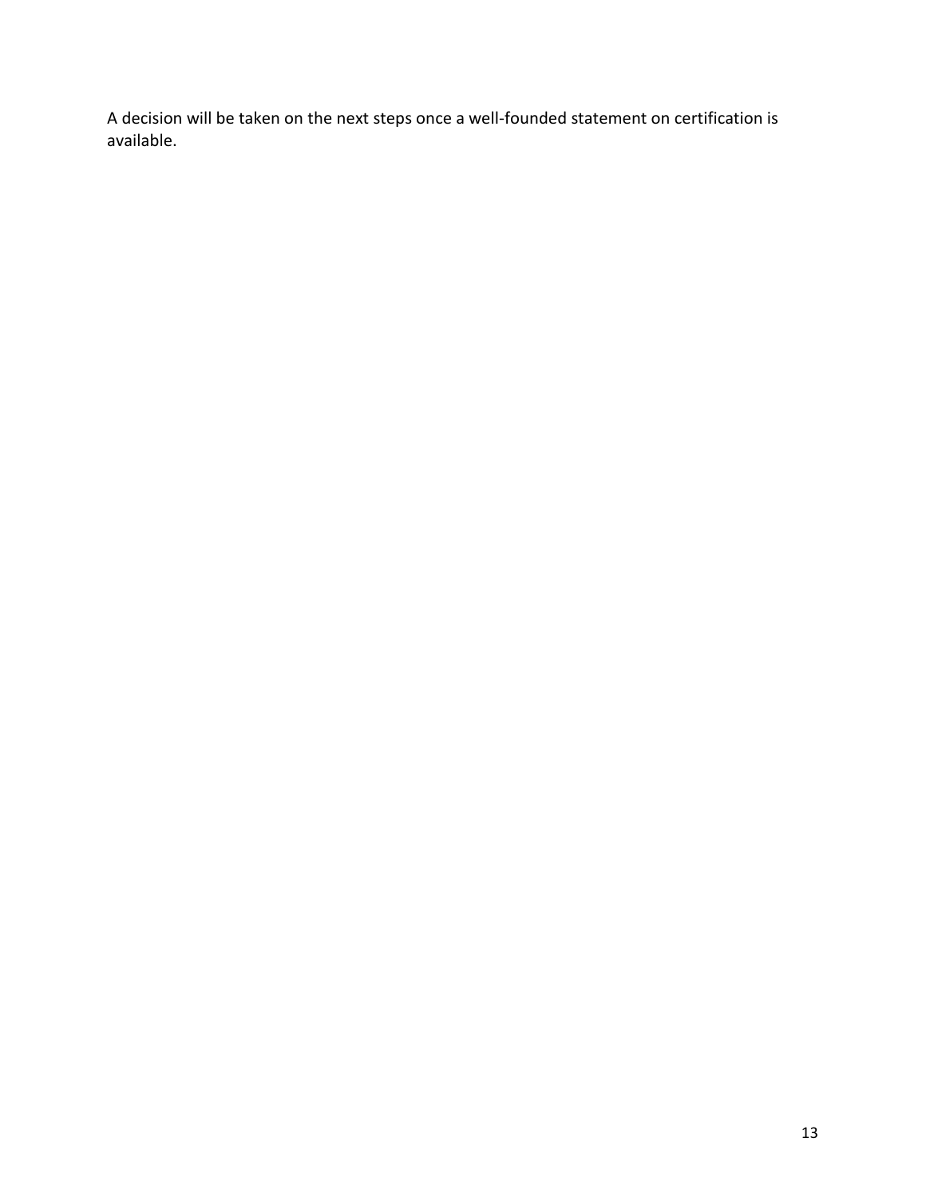A decision will be taken on the next steps once a well-founded statement on certification is available.